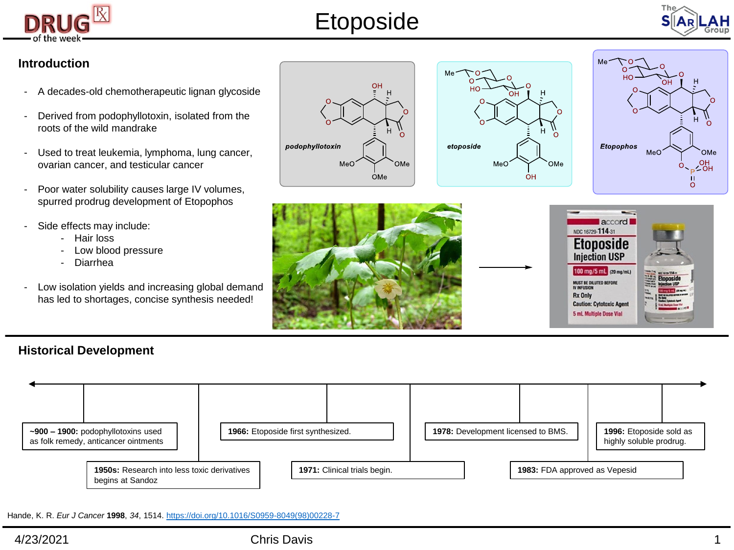# Etoposide

## Introduction

- A decades-old chemotherapeutic lignan glycoside
- Derived from podophyllotoxin, isolated from the roots of the wild mandrake
- Used to treat leukemia, lymphoma, lung cancer, ovarian cancer, and testicular cancer
- Poor water solubility causes large IV volumes, spurred prodrug development of Etopophos
- Side effects may include:
  - Hair loss
  - Low blood pressure
  - Diarrhea
- Low isolation yields and increasing global demand has led to shortages, concise synthesis needed!

*podophyllotoxin* *etoposide* *Etopophos*

## Historical Development

- **~900 – 1900:** podophyllotoxins used as folk remedy, anticancer ointments
- **1950s:** Research into less toxic derivatives begins at Sandoz
- **1966:** Etoposide first synthesized.
- **1971:** Clinical trials begin.
- **1978:** Development licensed to BMS.
- **1983:** FDA approved as Vepesid
- **1996:** Etoposide sold as highly soluble prodrug.

Hande, K. R. *Eur J Cancer* **1998**, *34*, 1514. https://doi.org/10.1016/S0959-8049(98)00228-7

4/23/2021 Chris Davis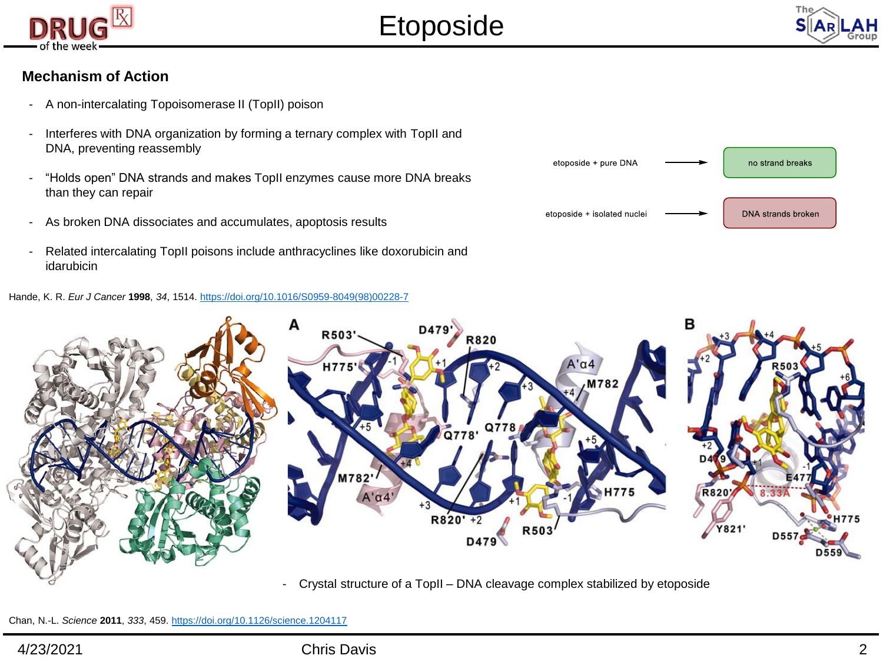# Etoposide

## Mechanism of Action

- A non-intercalating Topoisomerase II (TopII) poison
- Interferes with DNA organization by forming a ternary complex with TopII and DNA, preventing reassembly
- "Holds open" DNA strands and makes TopII enzymes cause more DNA breaks than they can repair
- As broken DNA dissociates and accumulates, apoptosis results
- Related intercalating TopII poisons include anthracyclines like doxorubicin and idarubicin

etoposide + pure DNA → no strand breaks

etoposide + isolated nuclei → DNA strands broken

Hande, K. R. *Eur J Cancer* **1998**, *34*, 1514. https://doi.org/10.1016/S0959-8049(98)00228-7

- Crystal structure of a TopII – DNA cleavage complex stabilized by etoposide

Chan, N.-L. *Science* **2011**, *333*, 459. https://doi.org/10.1126/science.1204117

4/23/2021 Chris Davis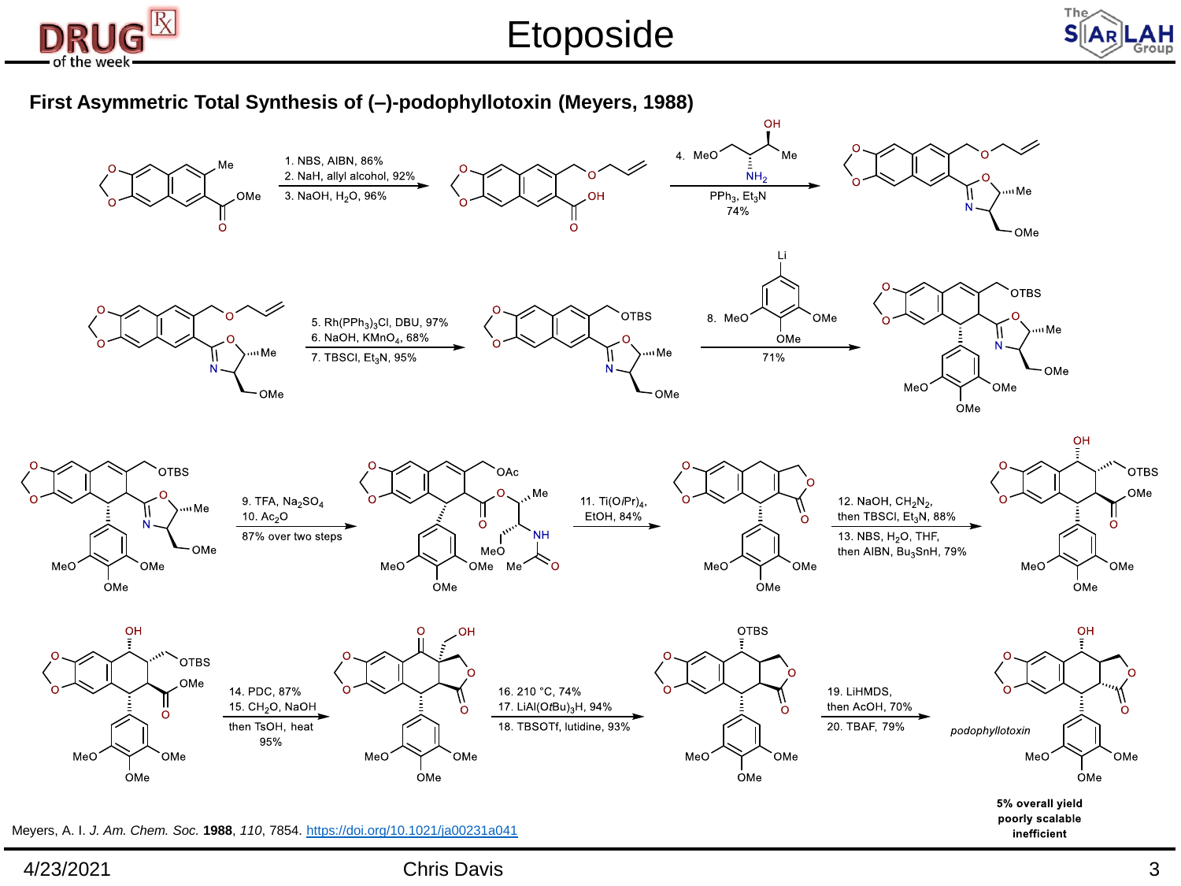# Etoposide

## First Asymmetric Total Synthesis of (–)-podophyllotoxin (Meyers, 1988)

1. NBS, AIBN, 86%
2. NaH, allyl alcohol, 92%
3. NaOH, $H_2O$, 96%

4. (amino alcohol), $PPh_3$, $Et_3N$, 74%

5. $Rh(PPh_3)_3Cl$, DBU, 97%
6. NaOH, $KMnO_4$, 68%
7. TBSCl, $Et_3N$, 95%

8. (aryllithium), 71%

9. TFA, $Na_2SO_4$
10. $Ac_2O$

87% over two steps

11. $Ti(O$*i*$Pr)_4$, EtOH, 84%

12. NaOH, $CH_2N_2$, then TBSCl, $Et_3N$, 88%
13. NBS, $H_2O$, THF, then AIBN, $Bu_3SnH$, 79%

14. PDC, 87%
15. $CH_2O$, NaOH then TsOH, heat 95%

16. 210 °C, 74%
17. $LiAl(O$*t*$Bu)_3H$, 94%
18. TBSOTf, lutidine, 93%

19. LiHMDS, then AcOH, 70%
20. TBAF, 79%

*podophyllotoxin*

**5% overall yield**
**poorly scalable**
**inefficient**

Meyers, A. I. *J. Am. Chem. Soc.* **1988**, *110*, 7854. https://doi.org/10.1021/ja00231a041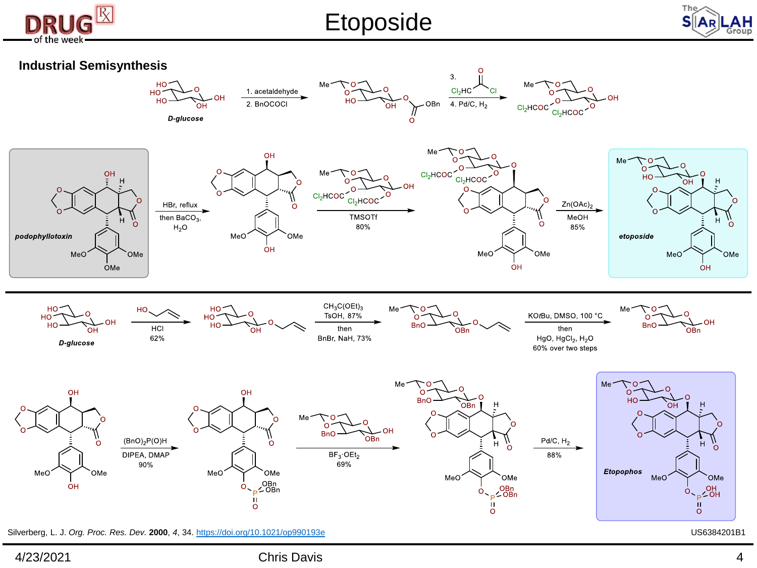# Etoposide

## Industrial Semisynthesis

*D-glucose*

1. acetaldehyde
2. BnOCOCl

3. $Cl_2HC$–C(O)Cl
4. Pd/C, $H_2$

*podophyllotoxin*

HBr, reflux
then $BaCO_3$, $H_2O$

TMSOTf
80%

$Zn(OAc)_2$
MeOH
85%

*etoposide*

*D-glucose*

HO–allyl
HCl
62%

$CH_3C(OEt)_3$
TsOH, 87%
then
BnBr, NaH, 73%

KO*t*Bu, DMSO, 100 °C
then
HgO, $HgCl_2$, $H_2O$
60% over two steps

$(BnO)_2P(O)H$
DIPEA, DMAP
90%

$BF_3 \cdot OEt_2$
69%

Pd/C, $H_2$
88%

*Etopophos*

Silverberg, L. J. *Org. Proc. Res. Dev.* **2000**, *4*, 34. https://doi.org/10.1021/op990193e

US6384201B1

4/23/2021 Chris Davis